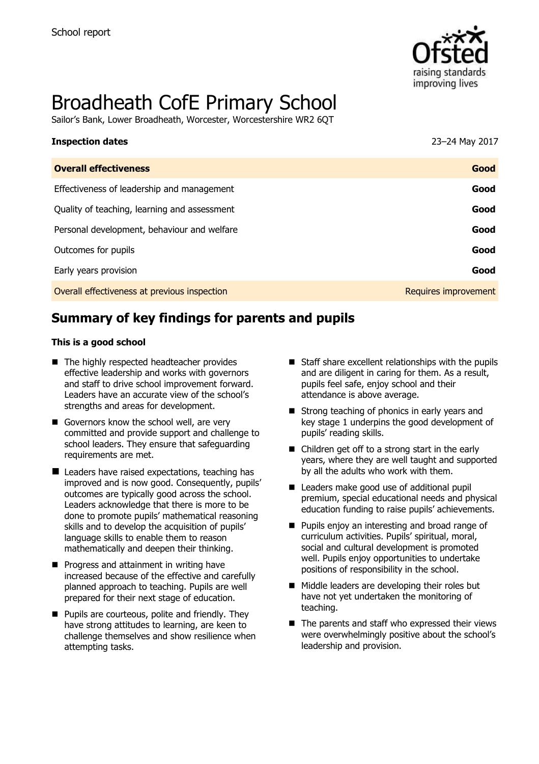School report

# Broadheath CofE Primary School

Sailor's Bank, Lower Broadheath, Worcester, Worcestershire WR2 6QT

| **Inspection dates** | 23–24 May 2017 |
| --- | --- |
| **Overall effectiveness** | **Good** |
| Effectiveness of leadership and management | **Good** |
| Quality of teaching, learning and assessment | **Good** |
| Personal development, behaviour and welfare | **Good** |
| Outcomes for pupils | **Good** |
| Early years provision | **Good** |
| Overall effectiveness at previous inspection | Requires improvement |

## Summary of key findings for parents and pupils

**This is a good school**

- The highly respected headteacher provides effective leadership and works with governors and staff to drive school improvement forward. Leaders have an accurate view of the school's strengths and areas for development.
- Governors know the school well, are very committed and provide support and challenge to school leaders. They ensure that safeguarding requirements are met.
- Leaders have raised expectations, teaching has improved and is now good. Consequently, pupils' outcomes are typically good across the school. Leaders acknowledge that there is more to be done to promote pupils' mathematical reasoning skills and to develop the acquisition of pupils' language skills to enable them to reason mathematically and deepen their thinking.
- Progress and attainment in writing have increased because of the effective and carefully planned approach to teaching. Pupils are well prepared for their next stage of education.
- Pupils are courteous, polite and friendly. They have strong attitudes to learning, are keen to challenge themselves and show resilience when attempting tasks.
- Staff share excellent relationships with the pupils and are diligent in caring for them. As a result, pupils feel safe, enjoy school and their attendance is above average.
- Strong teaching of phonics in early years and key stage 1 underpins the good development of pupils' reading skills.
- Children get off to a strong start in the early years, where they are well taught and supported by all the adults who work with them.
- Leaders make good use of additional pupil premium, special educational needs and physical education funding to raise pupils' achievements.
- Pupils enjoy an interesting and broad range of curriculum activities. Pupils' spiritual, moral, social and cultural development is promoted well. Pupils enjoy opportunities to undertake positions of responsibility in the school.
- Middle leaders are developing their roles but have not yet undertaken the monitoring of teaching.
- The parents and staff who expressed their views were overwhelmingly positive about the school's leadership and provision.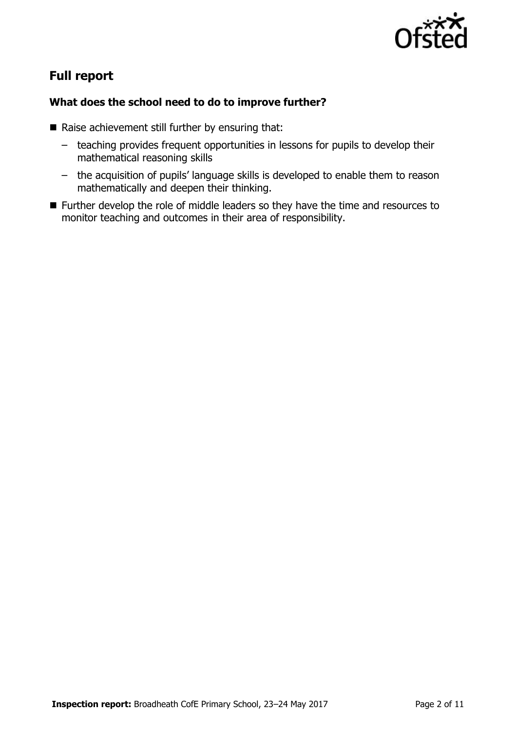## Full report

### What does the school need to do to improve further?

- Raise achievement still further by ensuring that:
  - teaching provides frequent opportunities in lessons for pupils to develop their mathematical reasoning skills
  - the acquisition of pupils' language skills is developed to enable them to reason mathematically and deepen their thinking.
- Further develop the role of middle leaders so they have the time and resources to monitor teaching and outcomes in their area of responsibility.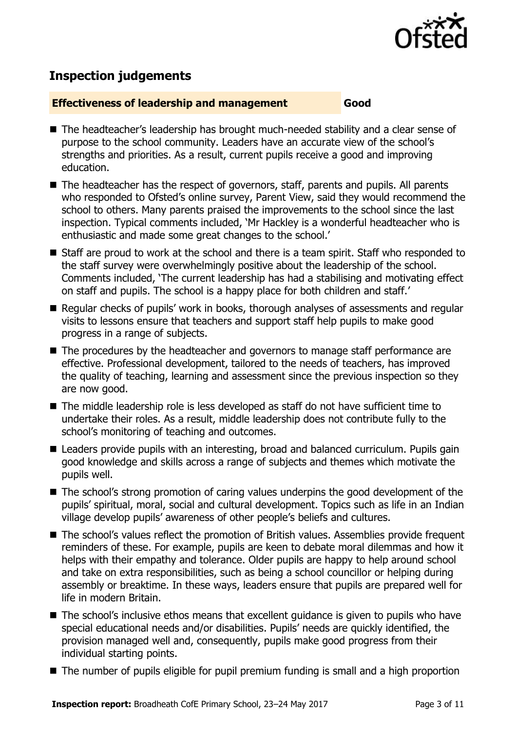## Inspection judgements

**Effectiveness of leadership and management** **Good**

- The headteacher's leadership has brought much-needed stability and a clear sense of purpose to the school community. Leaders have an accurate view of the school's strengths and priorities. As a result, current pupils receive a good and improving education.
- The headteacher has the respect of governors, staff, parents and pupils. All parents who responded to Ofsted's online survey, Parent View, said they would recommend the school to others. Many parents praised the improvements to the school since the last inspection. Typical comments included, 'Mr Hackley is a wonderful headteacher who is enthusiastic and made some great changes to the school.'
- Staff are proud to work at the school and there is a team spirit. Staff who responded to the staff survey were overwhelmingly positive about the leadership of the school. Comments included, 'The current leadership has had a stabilising and motivating effect on staff and pupils. The school is a happy place for both children and staff.'
- Regular checks of pupils' work in books, thorough analyses of assessments and regular visits to lessons ensure that teachers and support staff help pupils to make good progress in a range of subjects.
- The procedures by the headteacher and governors to manage staff performance are effective. Professional development, tailored to the needs of teachers, has improved the quality of teaching, learning and assessment since the previous inspection so they are now good.
- The middle leadership role is less developed as staff do not have sufficient time to undertake their roles. As a result, middle leadership does not contribute fully to the school's monitoring of teaching and outcomes.
- Leaders provide pupils with an interesting, broad and balanced curriculum. Pupils gain good knowledge and skills across a range of subjects and themes which motivate the pupils well.
- The school's strong promotion of caring values underpins the good development of the pupils' spiritual, moral, social and cultural development. Topics such as life in an Indian village develop pupils' awareness of other people's beliefs and cultures.
- The school's values reflect the promotion of British values. Assemblies provide frequent reminders of these. For example, pupils are keen to debate moral dilemmas and how it helps with their empathy and tolerance. Older pupils are happy to help around school and take on extra responsibilities, such as being a school councillor or helping during assembly or breaktime. In these ways, leaders ensure that pupils are prepared well for life in modern Britain.
- The school's inclusive ethos means that excellent guidance is given to pupils who have special educational needs and/or disabilities. Pupils' needs are quickly identified, the provision managed well and, consequently, pupils make good progress from their individual starting points.
- The number of pupils eligible for pupil premium funding is small and a high proportion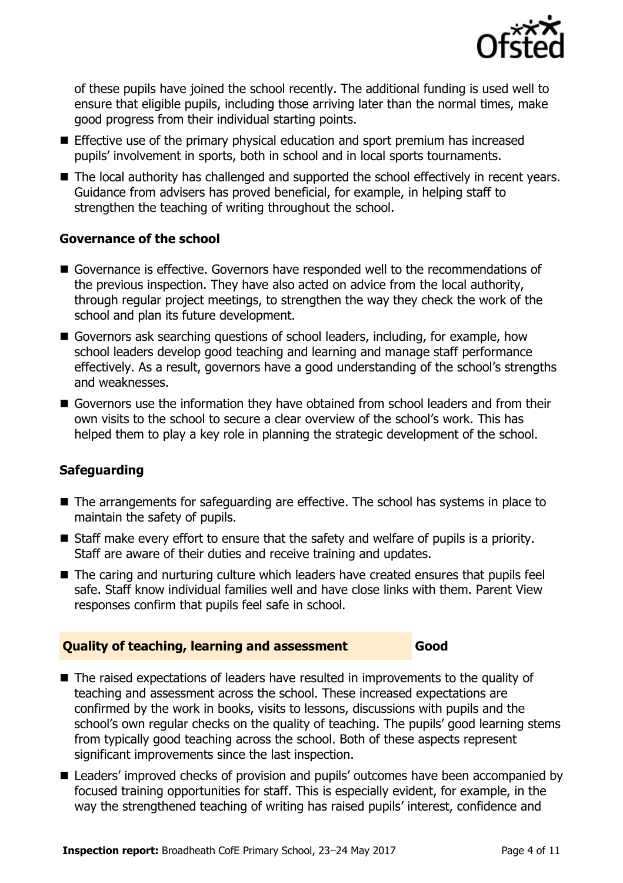of these pupils have joined the school recently. The additional funding is used well to ensure that eligible pupils, including those arriving later than the normal times, make good progress from their individual starting points.

- Effective use of the primary physical education and sport premium has increased pupils' involvement in sports, both in school and in local sports tournaments.
- The local authority has challenged and supported the school effectively in recent years. Guidance from advisers has proved beneficial, for example, in helping staff to strengthen the teaching of writing throughout the school.

### Governance of the school

- Governance is effective. Governors have responded well to the recommendations of the previous inspection. They have also acted on advice from the local authority, through regular project meetings, to strengthen the way they check the work of the school and plan its future development.
- Governors ask searching questions of school leaders, including, for example, how school leaders develop good teaching and learning and manage staff performance effectively. As a result, governors have a good understanding of the school's strengths and weaknesses.
- Governors use the information they have obtained from school leaders and from their own visits to the school to secure a clear overview of the school's work. This has helped them to play a key role in planning the strategic development of the school.

### Safeguarding

- The arrangements for safeguarding are effective. The school has systems in place to maintain the safety of pupils.
- Staff make every effort to ensure that the safety and welfare of pupils is a priority. Staff are aware of their duties and receive training and updates.
- The caring and nurturing culture which leaders have created ensures that pupils feel safe. Staff know individual families well and have close links with them. Parent View responses confirm that pupils feel safe in school.

## Quality of teaching, learning and assessment — Good

- The raised expectations of leaders have resulted in improvements to the quality of teaching and assessment across the school. These increased expectations are confirmed by the work in books, visits to lessons, discussions with pupils and the school's own regular checks on the quality of teaching. The pupils' good learning stems from typically good teaching across the school. Both of these aspects represent significant improvements since the last inspection.
- Leaders' improved checks of provision and pupils' outcomes have been accompanied by focused training opportunities for staff. This is especially evident, for example, in the way the strengthened teaching of writing has raised pupils' interest, confidence and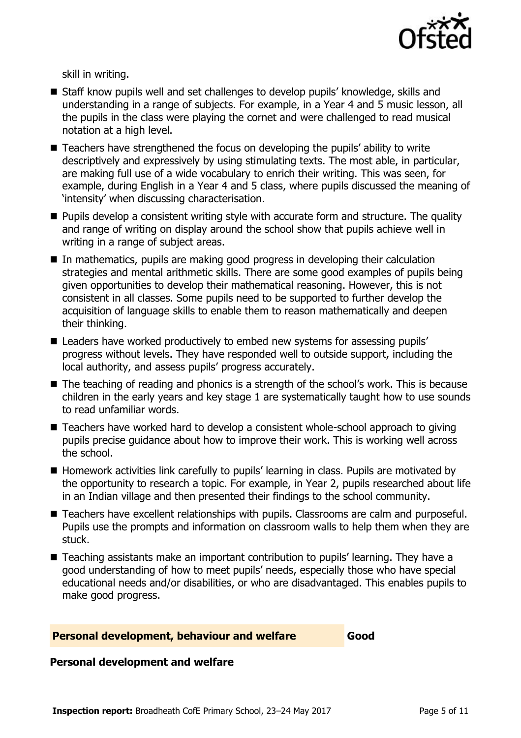skill in writing.

- Staff know pupils well and set challenges to develop pupils' knowledge, skills and understanding in a range of subjects. For example, in a Year 4 and 5 music lesson, all the pupils in the class were playing the cornet and were challenged to read musical notation at a high level.
- Teachers have strengthened the focus on developing the pupils' ability to write descriptively and expressively by using stimulating texts. The most able, in particular, are making full use of a wide vocabulary to enrich their writing. This was seen, for example, during English in a Year 4 and 5 class, where pupils discussed the meaning of 'intensity' when discussing characterisation.
- Pupils develop a consistent writing style with accurate form and structure. The quality and range of writing on display around the school show that pupils achieve well in writing in a range of subject areas.
- In mathematics, pupils are making good progress in developing their calculation strategies and mental arithmetic skills. There are some good examples of pupils being given opportunities to develop their mathematical reasoning. However, this is not consistent in all classes. Some pupils need to be supported to further develop the acquisition of language skills to enable them to reason mathematically and deepen their thinking.
- Leaders have worked productively to embed new systems for assessing pupils' progress without levels. They have responded well to outside support, including the local authority, and assess pupils' progress accurately.
- The teaching of reading and phonics is a strength of the school's work. This is because children in the early years and key stage 1 are systematically taught how to use sounds to read unfamiliar words.
- Teachers have worked hard to develop a consistent whole-school approach to giving pupils precise guidance about how to improve their work. This is working well across the school.
- Homework activities link carefully to pupils' learning in class. Pupils are motivated by the opportunity to research a topic. For example, in Year 2, pupils researched about life in an Indian village and then presented their findings to the school community.
- Teachers have excellent relationships with pupils. Classrooms are calm and purposeful. Pupils use the prompts and information on classroom walls to help them when they are stuck.
- Teaching assistants make an important contribution to pupils' learning. They have a good understanding of how to meet pupils' needs, especially those who have special educational needs and/or disabilities, or who are disadvantaged. This enables pupils to make good progress.

## Personal development, behaviour and welfare — Good

### Personal development and welfare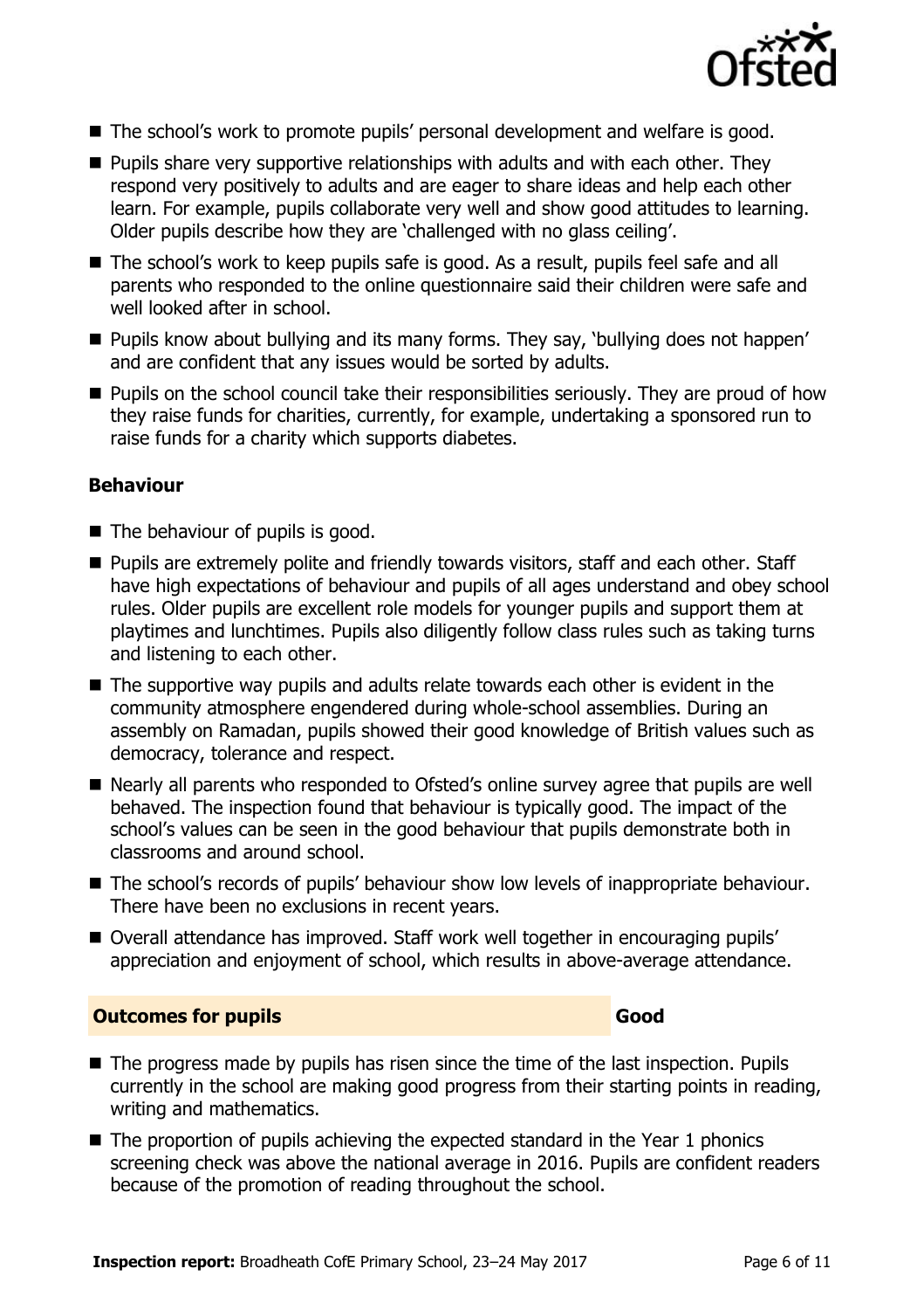- The school's work to promote pupils' personal development and welfare is good.
- Pupils share very supportive relationships with adults and with each other. They respond very positively to adults and are eager to share ideas and help each other learn. For example, pupils collaborate very well and show good attitudes to learning. Older pupils describe how they are 'challenged with no glass ceiling'.
- The school's work to keep pupils safe is good. As a result, pupils feel safe and all parents who responded to the online questionnaire said their children were safe and well looked after in school.
- Pupils know about bullying and its many forms. They say, 'bullying does not happen' and are confident that any issues would be sorted by adults.
- Pupils on the school council take their responsibilities seriously. They are proud of how they raise funds for charities, currently, for example, undertaking a sponsored run to raise funds for a charity which supports diabetes.

**Behaviour**

- The behaviour of pupils is good.
- Pupils are extremely polite and friendly towards visitors, staff and each other. Staff have high expectations of behaviour and pupils of all ages understand and obey school rules. Older pupils are excellent role models for younger pupils and support them at playtimes and lunchtimes. Pupils also diligently follow class rules such as taking turns and listening to each other.
- The supportive way pupils and adults relate towards each other is evident in the community atmosphere engendered during whole-school assemblies. During an assembly on Ramadan, pupils showed their good knowledge of British values such as democracy, tolerance and respect.
- Nearly all parents who responded to Ofsted's online survey agree that pupils are well behaved. The inspection found that behaviour is typically good. The impact of the school's values can be seen in the good behaviour that pupils demonstrate both in classrooms and around school.
- The school's records of pupils' behaviour show low levels of inappropriate behaviour. There have been no exclusions in recent years.
- Overall attendance has improved. Staff work well together in encouraging pupils' appreciation and enjoyment of school, which results in above-average attendance.

## Outcomes for pupils — Good

- The progress made by pupils has risen since the time of the last inspection. Pupils currently in the school are making good progress from their starting points in reading, writing and mathematics.
- The proportion of pupils achieving the expected standard in the Year 1 phonics screening check was above the national average in 2016. Pupils are confident readers because of the promotion of reading throughout the school.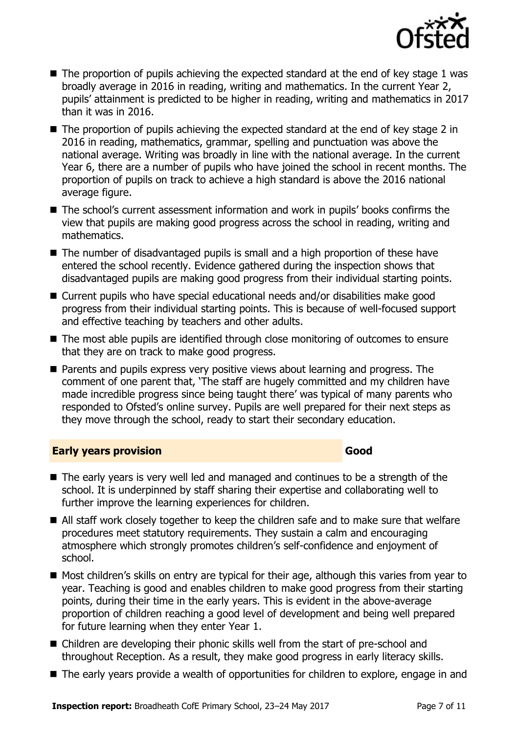- The proportion of pupils achieving the expected standard at the end of key stage 1 was broadly average in 2016 in reading, writing and mathematics. In the current Year 2, pupils' attainment is predicted to be higher in reading, writing and mathematics in 2017 than it was in 2016.
- The proportion of pupils achieving the expected standard at the end of key stage 2 in 2016 in reading, mathematics, grammar, spelling and punctuation was above the national average. Writing was broadly in line with the national average. In the current Year 6, there are a number of pupils who have joined the school in recent months. The proportion of pupils on track to achieve a high standard is above the 2016 national average figure.
- The school's current assessment information and work in pupils' books confirms the view that pupils are making good progress across the school in reading, writing and mathematics.
- The number of disadvantaged pupils is small and a high proportion of these have entered the school recently. Evidence gathered during the inspection shows that disadvantaged pupils are making good progress from their individual starting points.
- Current pupils who have special educational needs and/or disabilities make good progress from their individual starting points. This is because of well-focused support and effective teaching by teachers and other adults.
- The most able pupils are identified through close monitoring of outcomes to ensure that they are on track to make good progress.
- Parents and pupils express very positive views about learning and progress. The comment of one parent that, 'The staff are hugely committed and my children have made incredible progress since being taught there' was typical of many parents who responded to Ofsted's online survey. Pupils are well prepared for their next steps as they move through the school, ready to start their secondary education.

## Early years provision — Good

- The early years is very well led and managed and continues to be a strength of the school. It is underpinned by staff sharing their expertise and collaborating well to further improve the learning experiences for children.
- All staff work closely together to keep the children safe and to make sure that welfare procedures meet statutory requirements. They sustain a calm and encouraging atmosphere which strongly promotes children's self-confidence and enjoyment of school.
- Most children's skills on entry are typical for their age, although this varies from year to year. Teaching is good and enables children to make good progress from their starting points, during their time in the early years. This is evident in the above-average proportion of children reaching a good level of development and being well prepared for future learning when they enter Year 1.
- Children are developing their phonic skills well from the start of pre-school and throughout Reception. As a result, they make good progress in early literacy skills.
- The early years provide a wealth of opportunities for children to explore, engage in and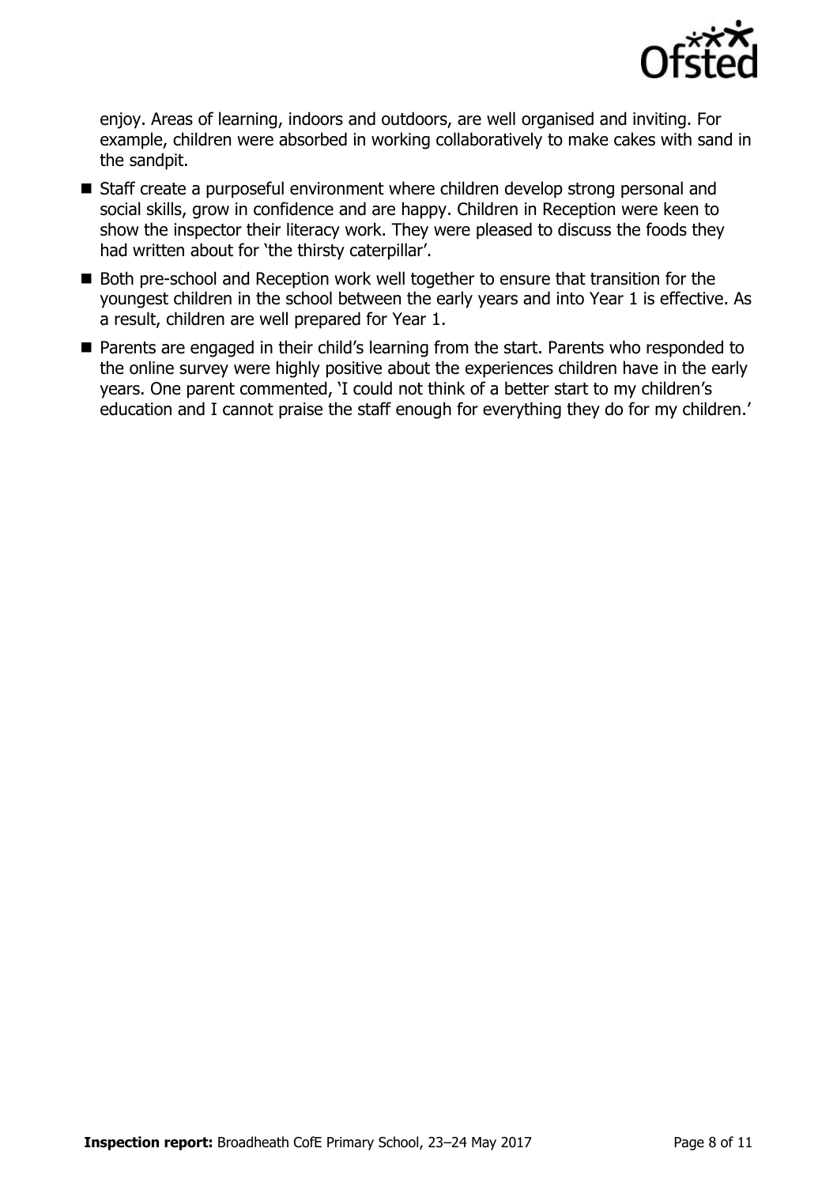enjoy. Areas of learning, indoors and outdoors, are well organised and inviting. For example, children were absorbed in working collaboratively to make cakes with sand in the sandpit.

- Staff create a purposeful environment where children develop strong personal and social skills, grow in confidence and are happy. Children in Reception were keen to show the inspector their literacy work. They were pleased to discuss the foods they had written about for 'the thirsty caterpillar'.
- Both pre-school and Reception work well together to ensure that transition for the youngest children in the school between the early years and into Year 1 is effective. As a result, children are well prepared for Year 1.
- Parents are engaged in their child's learning from the start. Parents who responded to the online survey were highly positive about the experiences children have in the early years. One parent commented, 'I could not think of a better start to my children's education and I cannot praise the staff enough for everything they do for my children.'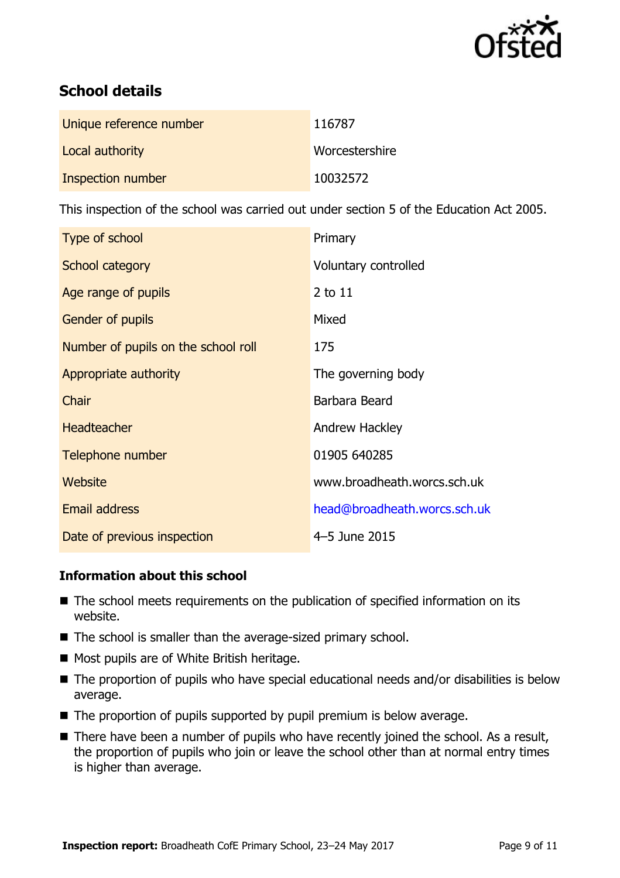## School details

| | |
|---|---|
| Unique reference number | 116787 |
| Local authority | Worcestershire |
| Inspection number | 10032572 |

This inspection of the school was carried out under section 5 of the Education Act 2005.

| | |
|---|---|
| Type of school | Primary |
| School category | Voluntary controlled |
| Age range of pupils | 2 to 11 |
| Gender of pupils | Mixed |
| Number of pupils on the school roll | 175 |
| Appropriate authority | The governing body |
| Chair | Barbara Beard |
| Headteacher | Andrew Hackley |
| Telephone number | 01905 640285 |
| Website | www.broadheath.worcs.sch.uk |
| Email address | head@broadheath.worcs.sch.uk |
| Date of previous inspection | 4–5 June 2015 |

### Information about this school

- The school meets requirements on the publication of specified information on its website.
- The school is smaller than the average-sized primary school.
- Most pupils are of White British heritage.
- The proportion of pupils who have special educational needs and/or disabilities is below average.
- The proportion of pupils supported by pupil premium is below average.
- There have been a number of pupils who have recently joined the school. As a result, the proportion of pupils who join or leave the school other than at normal entry times is higher than average.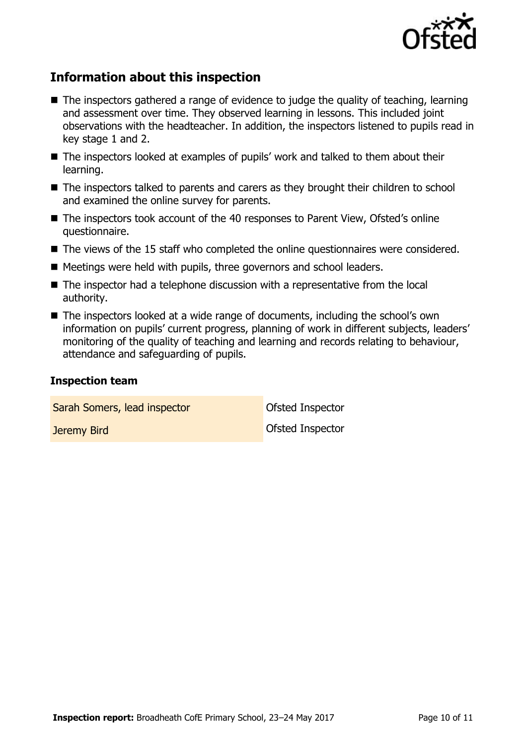## Information about this inspection

- The inspectors gathered a range of evidence to judge the quality of teaching, learning and assessment over time. They observed learning in lessons. This included joint observations with the headteacher. In addition, the inspectors listened to pupils read in key stage 1 and 2.
- The inspectors looked at examples of pupils' work and talked to them about their learning.
- The inspectors talked to parents and carers as they brought their children to school and examined the online survey for parents.
- The inspectors took account of the 40 responses to Parent View, Ofsted's online questionnaire.
- The views of the 15 staff who completed the online questionnaires were considered.
- Meetings were held with pupils, three governors and school leaders.
- The inspector had a telephone discussion with a representative from the local authority.
- The inspectors looked at a wide range of documents, including the school's own information on pupils' current progress, planning of work in different subjects, leaders' monitoring of the quality of teaching and learning and records relating to behaviour, attendance and safeguarding of pupils.

### Inspection team

| | |
|---|---|
| Sarah Somers, lead inspector | Ofsted Inspector |
| Jeremy Bird | Ofsted Inspector |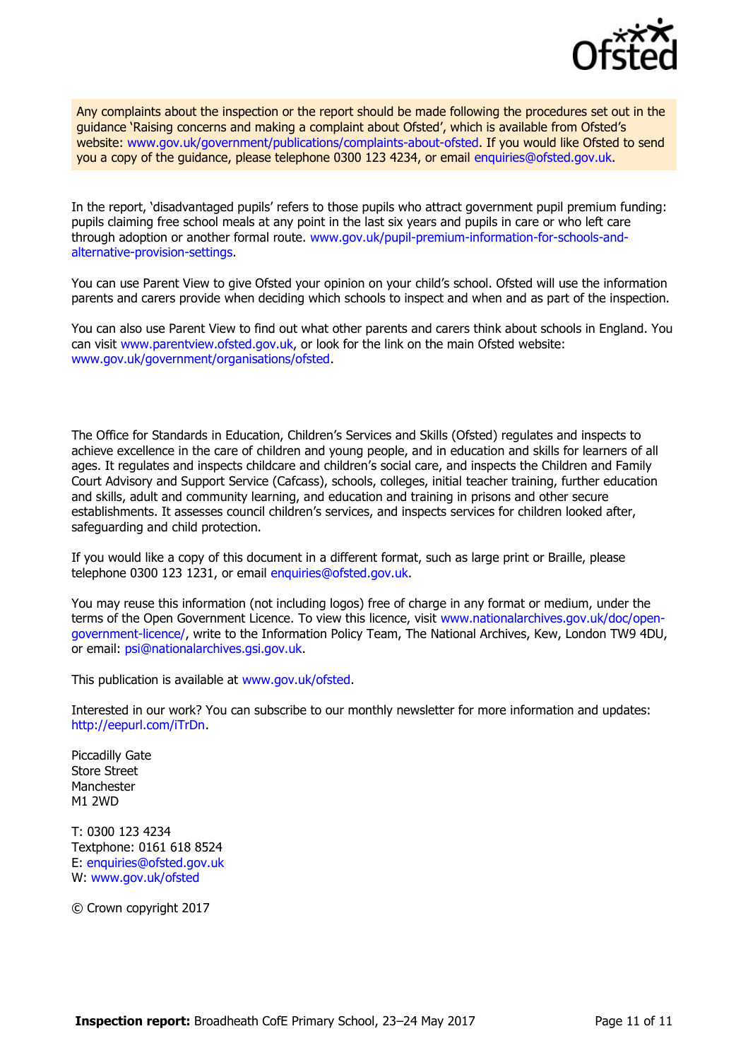Any complaints about the inspection or the report should be made following the procedures set out in the guidance 'Raising concerns and making a complaint about Ofsted', which is available from Ofsted's website: www.gov.uk/government/publications/complaints-about-ofsted. If you would like Ofsted to send you a copy of the guidance, please telephone 0300 123 4234, or email enquiries@ofsted.gov.uk.

In the report, 'disadvantaged pupils' refers to those pupils who attract government pupil premium funding: pupils claiming free school meals at any point in the last six years and pupils in care or who left care through adoption or another formal route. www.gov.uk/pupil-premium-information-for-schools-and-alternative-provision-settings.

You can use Parent View to give Ofsted your opinion on your child's school. Ofsted will use the information parents and carers provide when deciding which schools to inspect and when and as part of the inspection.

You can also use Parent View to find out what other parents and carers think about schools in England. You can visit www.parentview.ofsted.gov.uk, or look for the link on the main Ofsted website: www.gov.uk/government/organisations/ofsted.

The Office for Standards in Education, Children's Services and Skills (Ofsted) regulates and inspects to achieve excellence in the care of children and young people, and in education and skills for learners of all ages. It regulates and inspects childcare and children's social care, and inspects the Children and Family Court Advisory and Support Service (Cafcass), schools, colleges, initial teacher training, further education and skills, adult and community learning, and education and training in prisons and other secure establishments. It assesses council children's services, and inspects services for children looked after, safeguarding and child protection.

If you would like a copy of this document in a different format, such as large print or Braille, please telephone 0300 123 1231, or email enquiries@ofsted.gov.uk.

You may reuse this information (not including logos) free of charge in any format or medium, under the terms of the Open Government Licence. To view this licence, visit www.nationalarchives.gov.uk/doc/open-government-licence/, write to the Information Policy Team, The National Archives, Kew, London TW9 4DU, or email: psi@nationalarchives.gsi.gov.uk.

This publication is available at www.gov.uk/ofsted.

Interested in our work? You can subscribe to our monthly newsletter for more information and updates: http://eepurl.com/iTrDn.

Piccadilly Gate
Store Street
Manchester
M1 2WD

T: 0300 123 4234
Textphone: 0161 618 8524
E: enquiries@ofsted.gov.uk
W: www.gov.uk/ofsted

© Crown copyright 2017